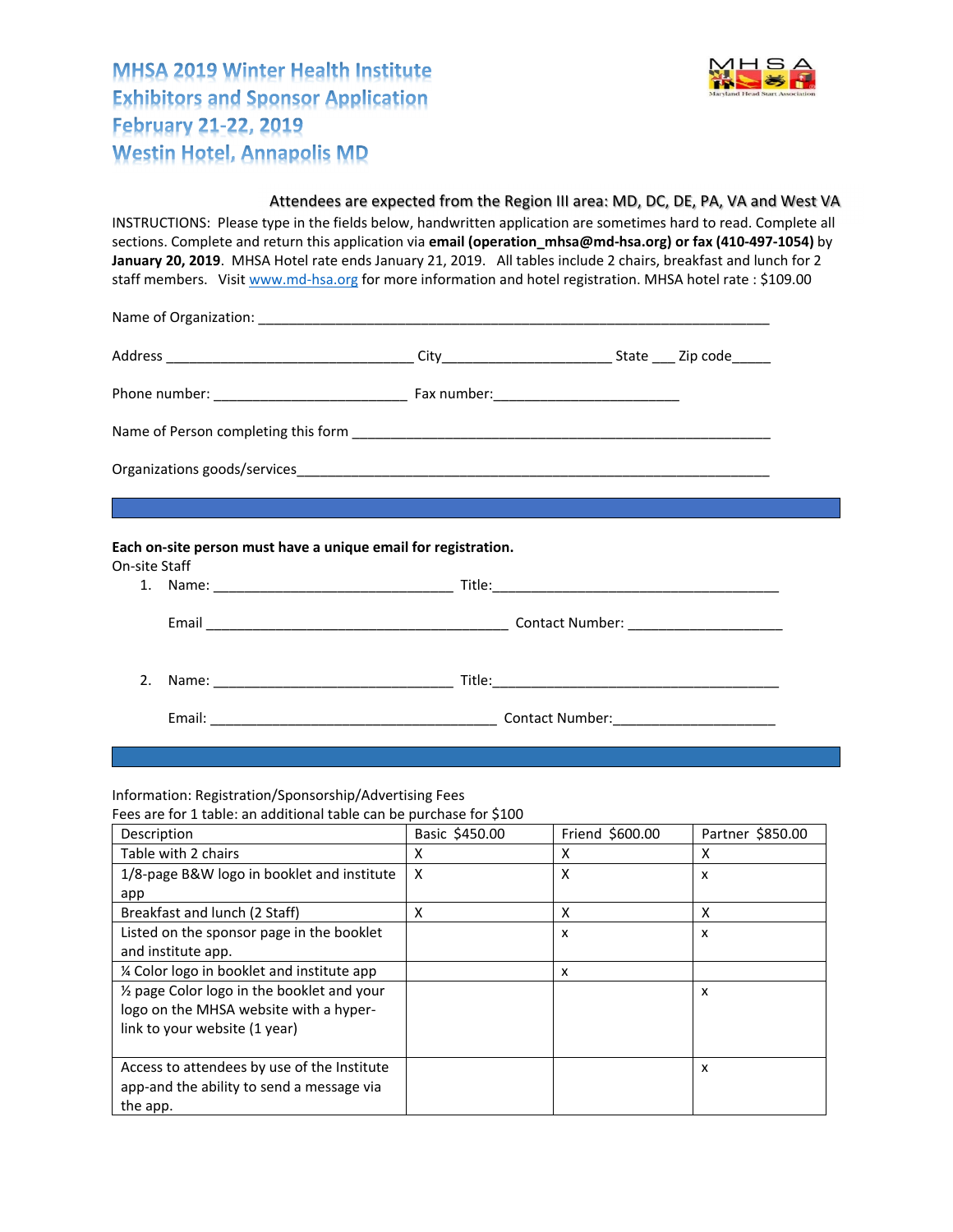# MHSA 2019 Winter Health Institute
# Exhibitors and Sponsor Application
# February 21-22, 2019
# Westin Hotel, Annapolis MD

Attendees are expected from the Region III area: MD, DC, DE, PA, VA and West VA

INSTRUCTIONS: Please type in the fields below, handwritten application are sometimes hard to read. Complete all sections. Complete and return this application via **email (operation_mhsa@md-hsa.org) or fax (410-497-1054)** by **January 20, 2019**. MHSA Hotel rate ends January 21, 2019. All tables include 2 chairs, breakfast and lunch for 2 staff members. Visit www.md-hsa.org for more information and hotel registration. MHSA hotel rate : $109.00

Name of Organization: ______________________________________________________________________

Address ________________________________ City_____________________ State ___ Zip code_____

Phone number: _________________________ Fax number:________________________

Name of Person completing this form _____________________________________________________

Organizations goods/services_______________________________________________________________

**Each on-site person must have a unique email for registration.**

On-site Staff

1. Name: _______________________________ Title:_______________________________________

   Email _______________________________________ Contact Number: ____________________

2. Name: _______________________________ Title:_______________________________________

   Email: _____________________________________ Contact Number:_____________________

Information: Registration/Sponsorship/Advertising Fees

Fees are for 1 table: an additional table can be purchase for $100

| Description | Basic $450.00 | Friend $600.00 | Partner $850.00 |
|---|---|---|---|
| Table with 2 chairs | X | X | X |
| 1/8-page B&W logo in booklet and institute app | X | X | x |
| Breakfast and lunch (2 Staff) | X | X | X |
| Listed on the sponsor page in the booklet and institute app. | | x | x |
| ¼ Color logo in booklet and institute app | | x | |
| ½ page Color logo in the booklet and your logo on the MHSA website with a hyper-link to your website (1 year) | | | x |
| Access to attendees by use of the Institute app-and the ability to send a message via the app. | | | x |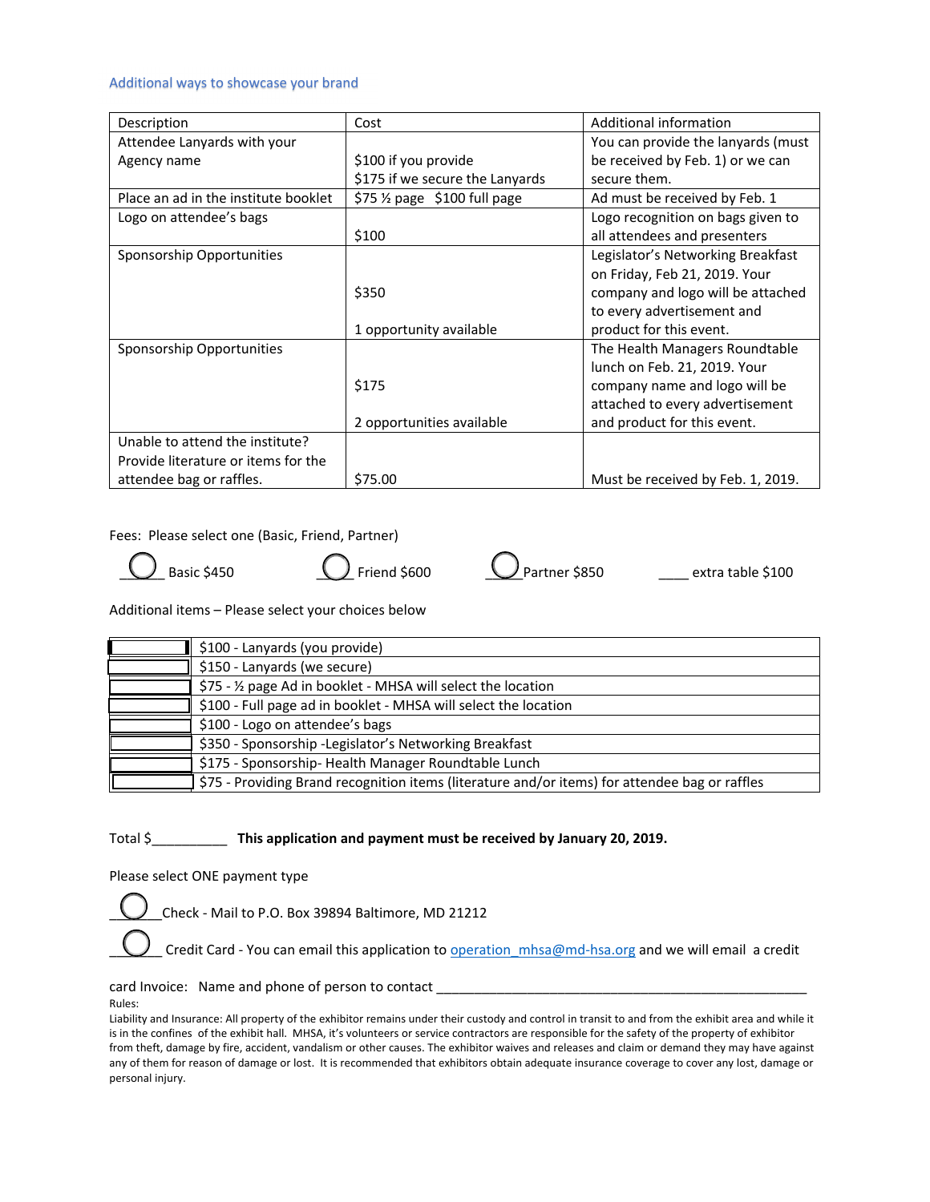## Additional ways to showcase your brand

| Description | Cost | Additional information |
|---|---|---|
| Attendee Lanyards with your Agency name | $100 if you provide<br>$175 if we secure the Lanyards | You can provide the lanyards (must be received by Feb. 1) or we can secure them. |
| Place an ad in the institute booklet | $75 ½ page $100 full page | Ad must be received by Feb. 1 |
| Logo on attendee's bags | $100 | Logo recognition on bags given to all attendees and presenters |
| Sponsorship Opportunities | $350<br><br>1 opportunity available | Legislator's Networking Breakfast on Friday, Feb 21, 2019. Your company and logo will be attached to every advertisement and product for this event. |
| Sponsorship Opportunities | $175<br><br>2 opportunities available | The Health Managers Roundtable lunch on Feb. 21, 2019. Your company name and logo will be attached to every advertisement and product for this event. |
| Unable to attend the institute? Provide literature or items for the attendee bag or raffles. | $75.00 | Must be received by Feb. 1, 2019. |

Fees: Please select one (Basic, Friend, Partner)

◯ Basic $450 ◯ Friend $600 ◯ Partner $850 ____ extra table $100

Additional items – Please select your choices below

| | |
|---|---|
| ☐ | $100 - Lanyards (you provide) |
| ☐ | $150 - Lanyards (we secure) |
| ☐ | $75 - ½ page Ad in booklet - MHSA will select the location |
| ☐ | $100 - Full page ad in booklet - MHSA will select the location |
| ☐ | $100 - Logo on attendee's bags |
| ☐ | $350 - Sponsorship -Legislator's Networking Breakfast |
| ☐ | $175 - Sponsorship- Health Manager Roundtable Lunch |
| ☐ | $75 - Providing Brand recognition items (literature and/or items) for attendee bag or raffles |

Total $__________ **This application and payment must be received by January 20, 2019.**

Please select ONE payment type

◯ Check - Mail to P.O. Box 39894 Baltimore, MD 21212

◯ Credit Card - You can email this application to operation_mhsa@md-hsa.org and we will email a credit card Invoice: Name and phone of person to contact ______________________________________________

Rules:

Liability and Insurance: All property of the exhibitor remains under their custody and control in transit to and from the exhibit area and while it is in the confines of the exhibit hall. MHSA, it's volunteers or service contractors are responsible for the safety of the property of exhibitor from theft, damage by fire, accident, vandalism or other causes. The exhibitor waives and releases and claim or demand they may have against any of them for reason of damage or lost. It is recommended that exhibitors obtain adequate insurance coverage to cover any lost, damage or personal injury.